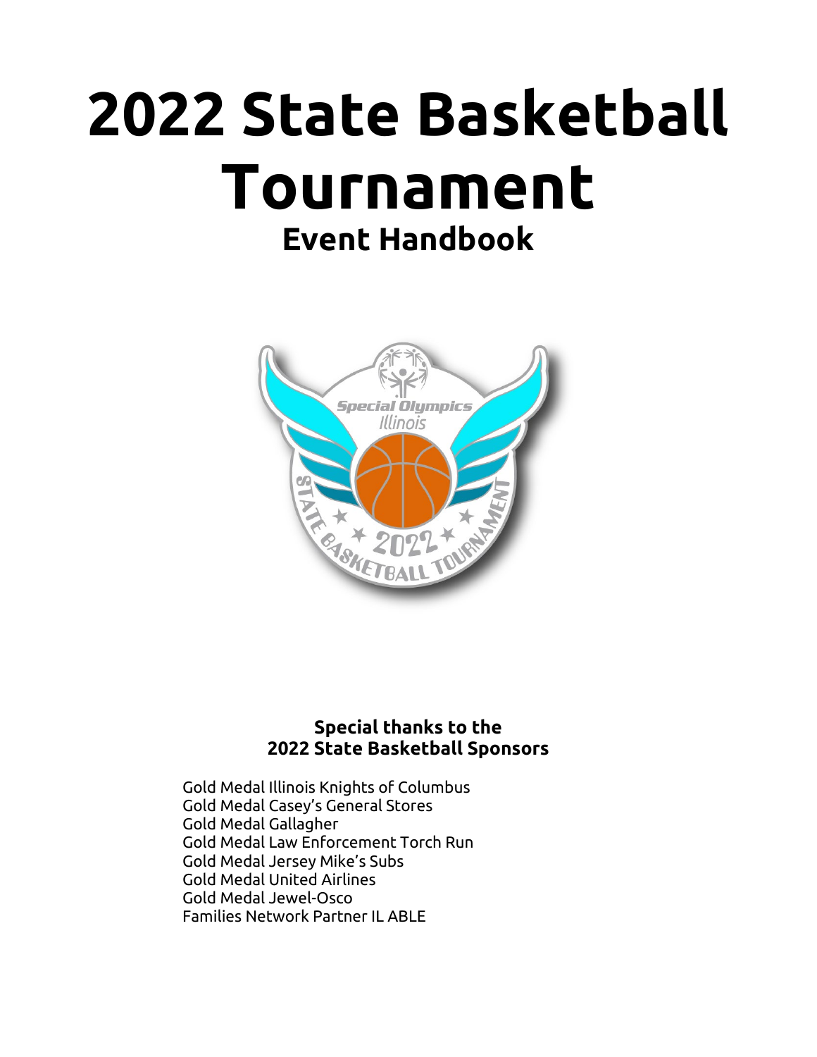# 2022 State Basketball Tournament

## Event Handbook

**Special thanks to the 2022 State Basketball Sponsors**

Gold Medal Illinois Knights of Columbus
Gold Medal Casey's General Stores
Gold Medal Gallagher
Gold Medal Law Enforcement Torch Run
Gold Medal Jersey Mike's Subs
Gold Medal United Airlines
Gold Medal Jewel-Osco
Families Network Partner IL ABLE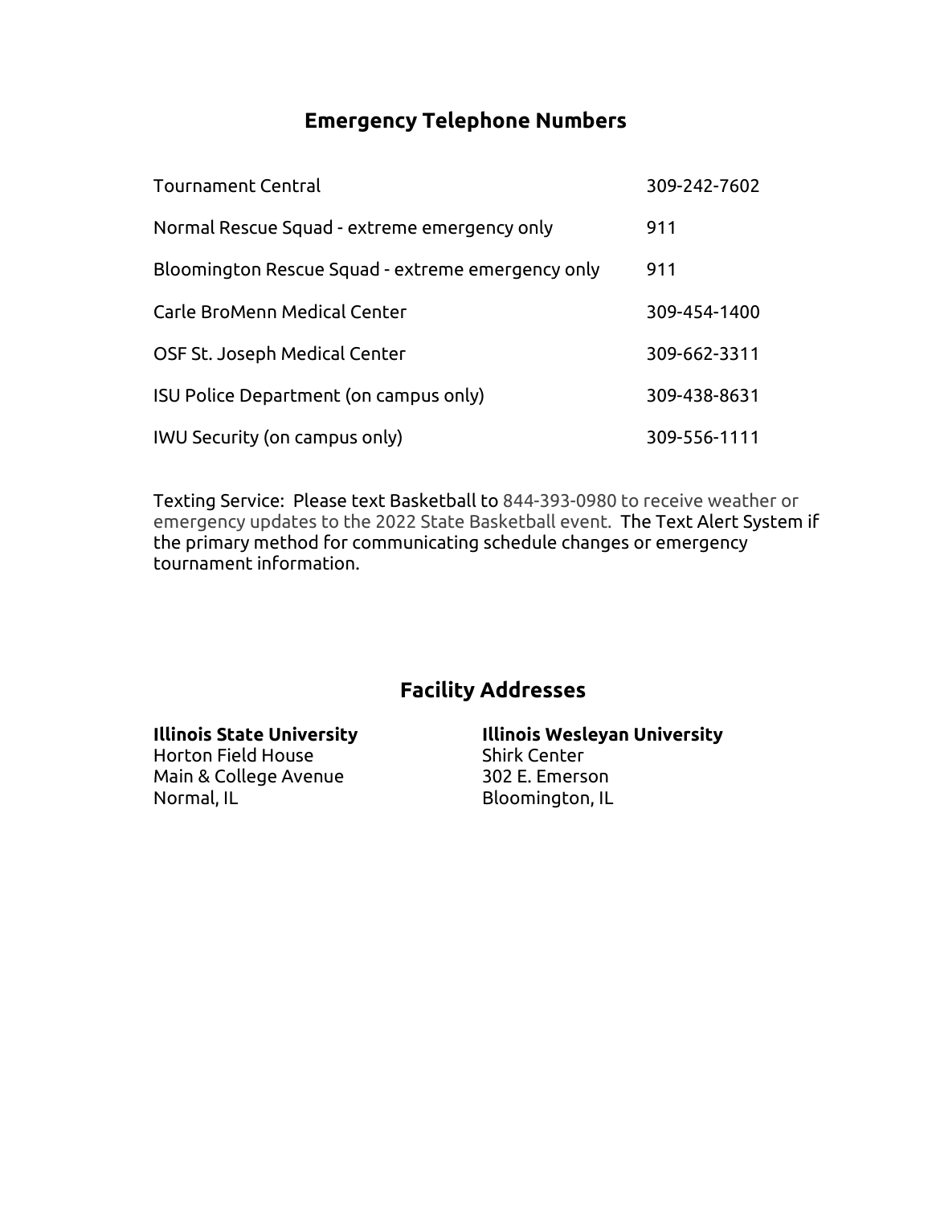## Emergency Telephone Numbers

| | |
|---|---|
| Tournament Central | 309-242-7602 |
| Normal Rescue Squad - extreme emergency only | 911 |
| Bloomington Rescue Squad - extreme emergency only | 911 |
| Carle BroMenn Medical Center | 309-454-1400 |
| OSF St. Joseph Medical Center | 309-662-3311 |
| ISU Police Department (on campus only) | 309-438-8631 |
| IWU Security (on campus only) | 309-556-1111 |

Texting Service: Please text Basketball to 844-393-0980 to receive weather or emergency updates to the 2022 State Basketball event. The Text Alert System if the primary method for communicating schedule changes or emergency tournament information.

## Facility Addresses

**Illinois State University**
Horton Field House
Main & College Avenue
Normal, IL

**Illinois Wesleyan University**
Shirk Center
302 E. Emerson
Bloomington, IL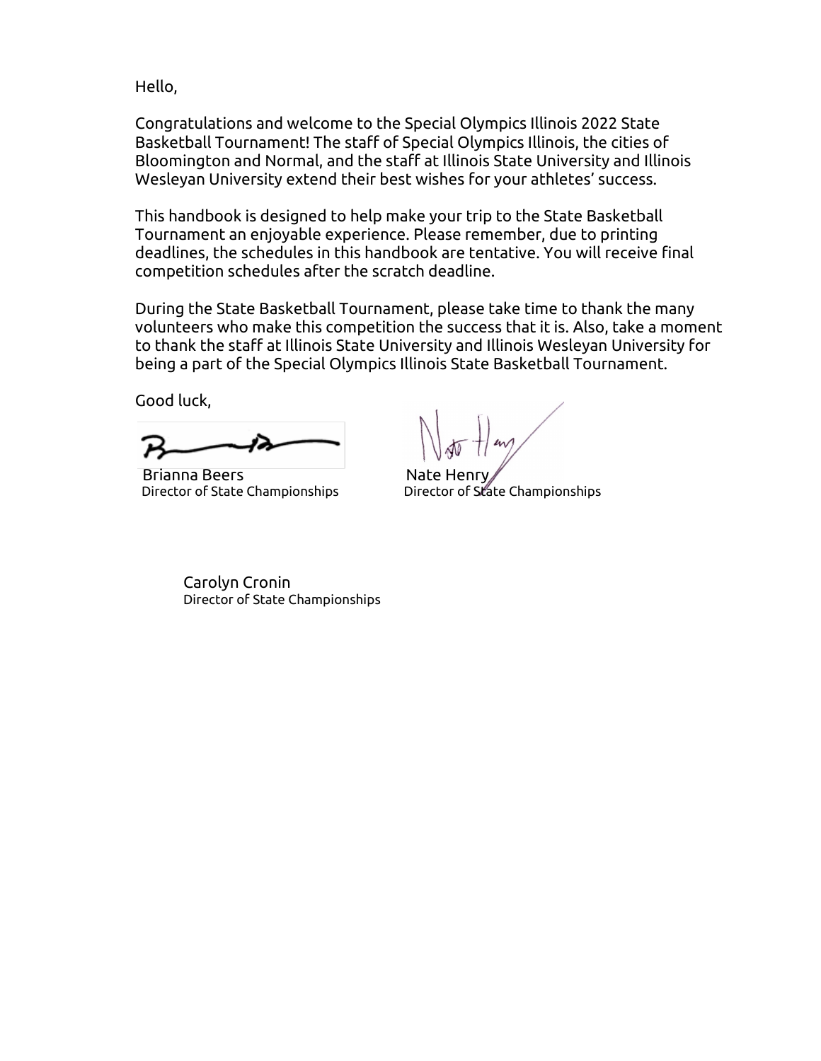Hello,

Congratulations and welcome to the Special Olympics Illinois 2022 State Basketball Tournament! The staff of Special Olympics Illinois, the cities of Bloomington and Normal, and the staff at Illinois State University and Illinois Wesleyan University extend their best wishes for your athletes' success.

This handbook is designed to help make your trip to the State Basketball Tournament an enjoyable experience. Please remember, due to printing deadlines, the schedules in this handbook are tentative. You will receive final competition schedules after the scratch deadline.

During the State Basketball Tournament, please take time to thank the many volunteers who make this competition the success that it is. Also, take a moment to thank the staff at Illinois State University and Illinois Wesleyan University for being a part of the Special Olympics Illinois State Basketball Tournament.

Good luck,

Brianna Beers
Director of State Championships

Nate Henry
Director of State Championships

Carolyn Cronin
Director of State Championships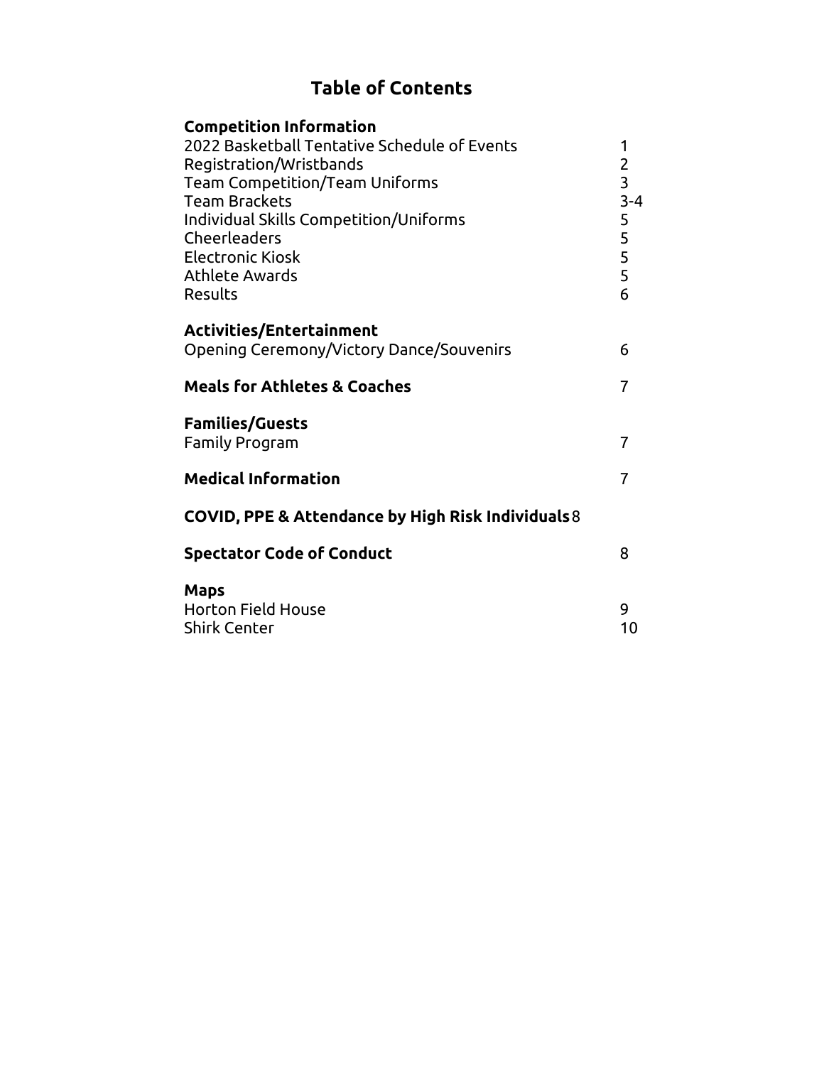# Table of Contents

| | |
|---|---|
| **Competition Information** | |
| 2022 Basketball Tentative Schedule of Events | 1 |
| Registration/Wristbands | 2 |
| Team Competition/Team Uniforms | 3 |
| Team Brackets | 3-4 |
| Individual Skills Competition/Uniforms | 5 |
| Cheerleaders | 5 |
| Electronic Kiosk | 5 |
| Athlete Awards | 5 |
| Results | 6 |
| **Activities/Entertainment** | |
| Opening Ceremony/Victory Dance/Souvenirs | 6 |
| **Meals for Athletes & Coaches** | 7 |
| **Families/Guests** | |
| Family Program | 7 |
| **Medical Information** | 7 |
| **COVID, PPE & Attendance by High Risk Individuals** | 8 |
| **Spectator Code of Conduct** | 8 |
| **Maps** | |
| Horton Field House | 9 |
| Shirk Center | 10 |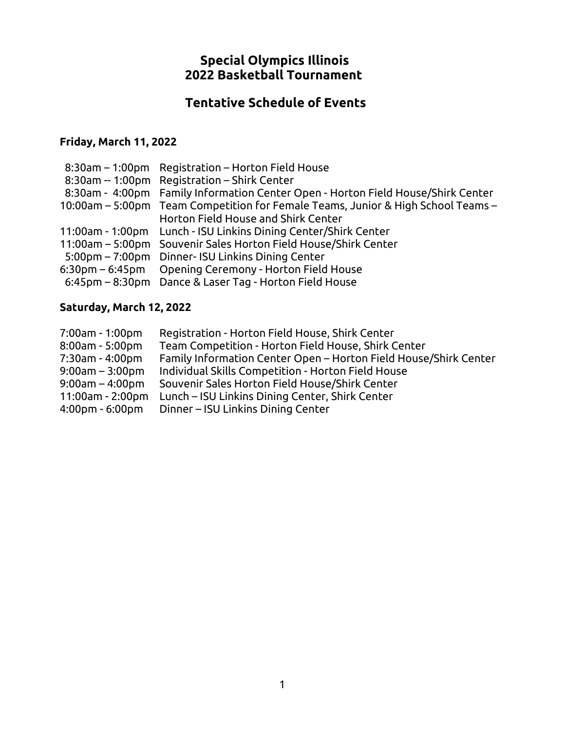# Special Olympics Illinois
# 2022 Basketball Tournament

## Tentative Schedule of Events

**Friday, March 11, 2022**

| | |
|---|---|
| 8:30am – 1:00pm | Registration – Horton Field House |
| 8:30am -- 1:00pm | Registration – Shirk Center |
| 8:30am - 4:00pm | Family Information Center Open - Horton Field House/Shirk Center |
| 10:00am – 5:00pm | Team Competition for Female Teams, Junior & High School Teams – Horton Field House and Shirk Center |
| 11:00am - 1:00pm | Lunch - ISU Linkins Dining Center/Shirk Center |
| 11:00am – 5:00pm | Souvenir Sales Horton Field House/Shirk Center |
| 5:00pm – 7:00pm | Dinner- ISU Linkins Dining Center |
| 6:30pm – 6:45pm | Opening Ceremony - Horton Field House |
| 6:45pm – 8:30pm | Dance & Laser Tag - Horton Field House |

**Saturday, March 12, 2022**

| | |
|---|---|
| 7:00am - 1:00pm | Registration - Horton Field House, Shirk Center |
| 8:00am - 5:00pm | Team Competition - Horton Field House, Shirk Center |
| 7:30am - 4:00pm | Family Information Center Open – Horton Field House/Shirk Center |
| 9:00am – 3:00pm | Individual Skills Competition - Horton Field House |
| 9:00am – 4:00pm | Souvenir Sales Horton Field House/Shirk Center |
| 11:00am - 2:00pm | Lunch – ISU Linkins Dining Center, Shirk Center |
| 4:00pm - 6:00pm | Dinner – ISU Linkins Dining Center |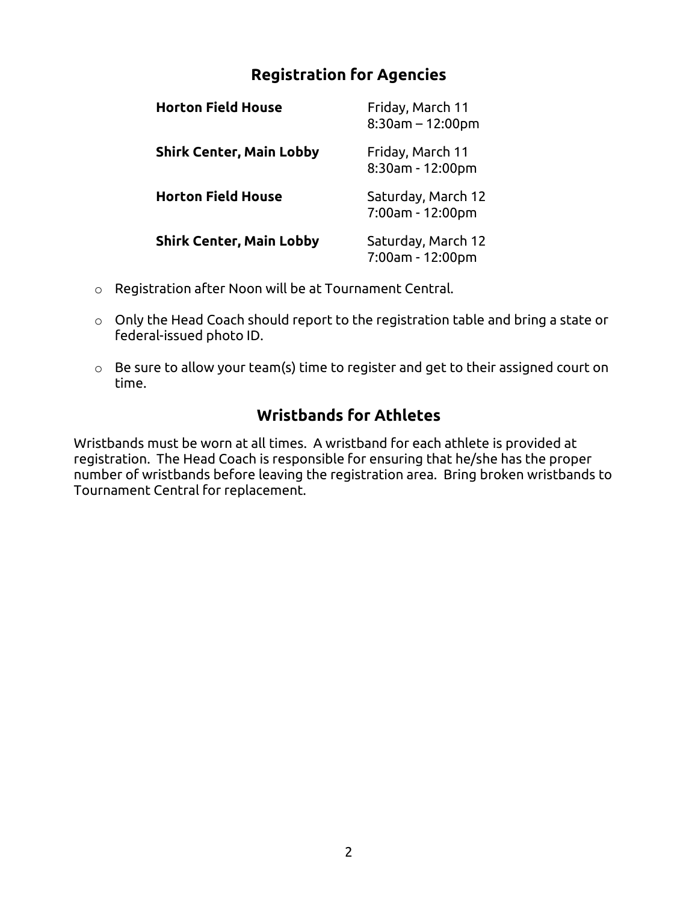## Registration for Agencies

| | |
|---|---|
| **Horton Field House** | Friday, March 11<br>8:30am – 12:00pm |
| **Shirk Center, Main Lobby** | Friday, March 11<br>8:30am - 12:00pm |
| **Horton Field House** | Saturday, March 12<br>7:00am - 12:00pm |
| **Shirk Center, Main Lobby** | Saturday, March 12<br>7:00am - 12:00pm |

- Registration after Noon will be at Tournament Central.
- Only the Head Coach should report to the registration table and bring a state or federal-issued photo ID.
- Be sure to allow your team(s) time to register and get to their assigned court on time.

## Wristbands for Athletes

Wristbands must be worn at all times. A wristband for each athlete is provided at registration. The Head Coach is responsible for ensuring that he/she has the proper number of wristbands before leaving the registration area. Bring broken wristbands to Tournament Central for replacement.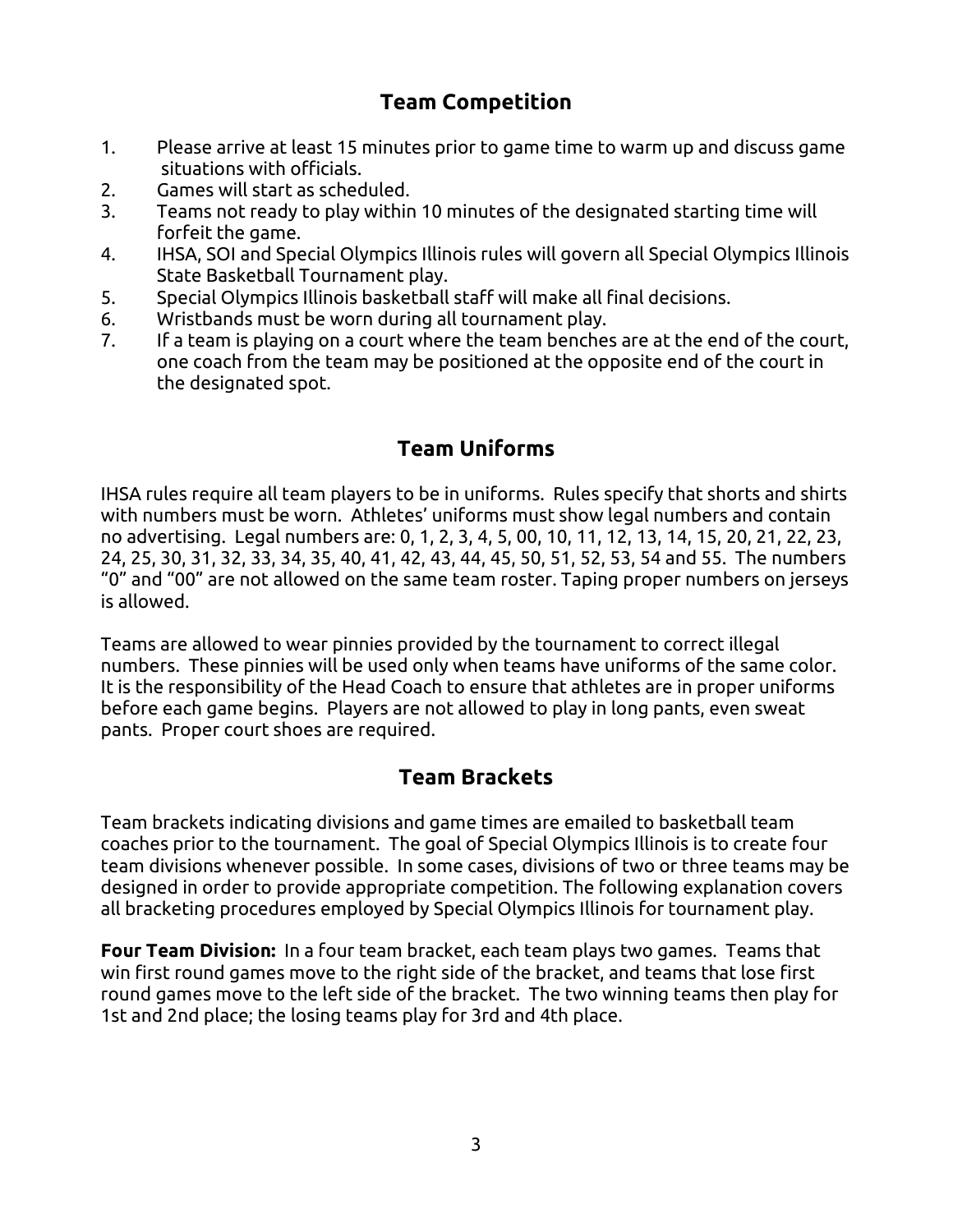## Team Competition

1. Please arrive at least 15 minutes prior to game time to warm up and discuss game situations with officials.
2. Games will start as scheduled.
3. Teams not ready to play within 10 minutes of the designated starting time will forfeit the game.
4. IHSA, SOI and Special Olympics Illinois rules will govern all Special Olympics Illinois State Basketball Tournament play.
5. Special Olympics Illinois basketball staff will make all final decisions.
6. Wristbands must be worn during all tournament play.
7. If a team is playing on a court where the team benches are at the end of the court, one coach from the team may be positioned at the opposite end of the court in the designated spot.

## Team Uniforms

IHSA rules require all team players to be in uniforms. Rules specify that shorts and shirts with numbers must be worn. Athletes' uniforms must show legal numbers and contain no advertising. Legal numbers are: 0, 1, 2, 3, 4, 5, 00, 10, 11, 12, 13, 14, 15, 20, 21, 22, 23, 24, 25, 30, 31, 32, 33, 34, 35, 40, 41, 42, 43, 44, 45, 50, 51, 52, 53, 54 and 55. The numbers "0" and "00" are not allowed on the same team roster. Taping proper numbers on jerseys is allowed.

Teams are allowed to wear pinnies provided by the tournament to correct illegal numbers. These pinnies will be used only when teams have uniforms of the same color. It is the responsibility of the Head Coach to ensure that athletes are in proper uniforms before each game begins. Players are not allowed to play in long pants, even sweat pants. Proper court shoes are required.

## Team Brackets

Team brackets indicating divisions and game times are emailed to basketball team coaches prior to the tournament. The goal of Special Olympics Illinois is to create four team divisions whenever possible. In some cases, divisions of two or three teams may be designed in order to provide appropriate competition. The following explanation covers all bracketing procedures employed by Special Olympics Illinois for tournament play.

**Four Team Division:** In a four team bracket, each team plays two games. Teams that win first round games move to the right side of the bracket, and teams that lose first round games move to the left side of the bracket. The two winning teams then play for 1st and 2nd place; the losing teams play for 3rd and 4th place.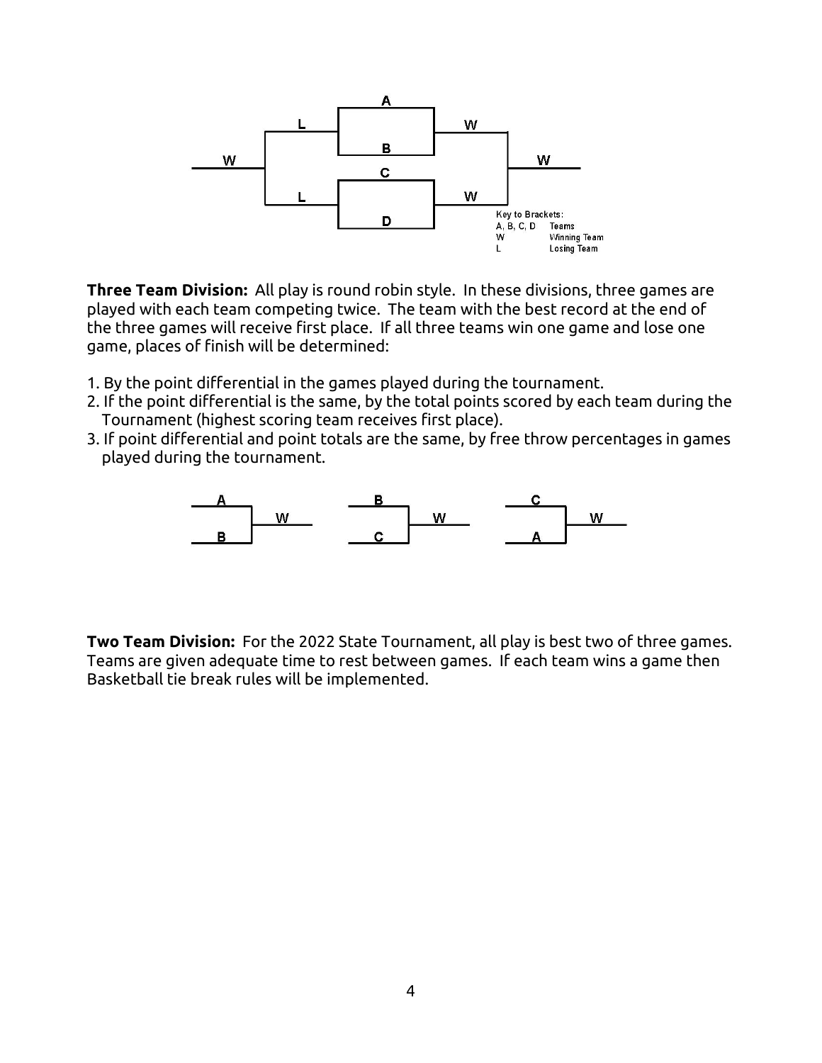Key to Brackets:
A, B, C, D Teams
W Winning Team
L Losing Team

**Three Team Division:** All play is round robin style. In these divisions, three games are played with each team competing twice. The team with the best record at the end of the three games will receive first place. If all three teams win one game and lose one game, places of finish will be determined:

1. By the point differential in the games played during the tournament.
2. If the point differential is the same, by the total points scored by each team during the Tournament (highest scoring team receives first place).
3. If point differential and point totals are the same, by free throw percentages in games played during the tournament.

**Two Team Division:** For the 2022 State Tournament, all play is best two of three games. Teams are given adequate time to rest between games. If each team wins a game then Basketball tie break rules will be implemented.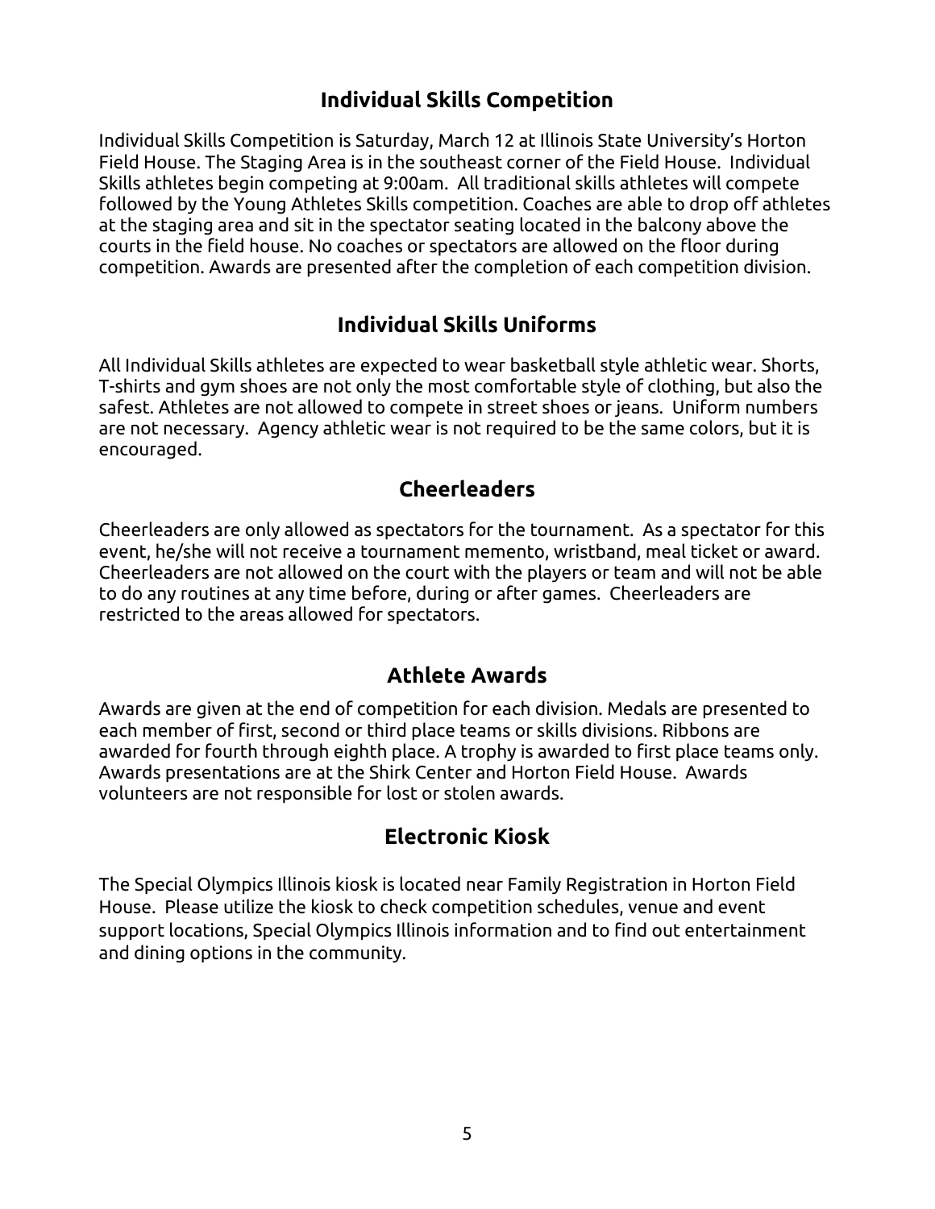## Individual Skills Competition

Individual Skills Competition is Saturday, March 12 at Illinois State University's Horton Field House. The Staging Area is in the southeast corner of the Field House. Individual Skills athletes begin competing at 9:00am. All traditional skills athletes will compete followed by the Young Athletes Skills competition. Coaches are able to drop off athletes at the staging area and sit in the spectator seating located in the balcony above the courts in the field house. No coaches or spectators are allowed on the floor during competition. Awards are presented after the completion of each competition division.

## Individual Skills Uniforms

All Individual Skills athletes are expected to wear basketball style athletic wear. Shorts, T-shirts and gym shoes are not only the most comfortable style of clothing, but also the safest. Athletes are not allowed to compete in street shoes or jeans. Uniform numbers are not necessary. Agency athletic wear is not required to be the same colors, but it is encouraged.

## Cheerleaders

Cheerleaders are only allowed as spectators for the tournament. As a spectator for this event, he/she will not receive a tournament memento, wristband, meal ticket or award. Cheerleaders are not allowed on the court with the players or team and will not be able to do any routines at any time before, during or after games. Cheerleaders are restricted to the areas allowed for spectators.

## Athlete Awards

Awards are given at the end of competition for each division. Medals are presented to each member of first, second or third place teams or skills divisions. Ribbons are awarded for fourth through eighth place. A trophy is awarded to first place teams only. Awards presentations are at the Shirk Center and Horton Field House. Awards volunteers are not responsible for lost or stolen awards.

## Electronic Kiosk

The Special Olympics Illinois kiosk is located near Family Registration in Horton Field House. Please utilize the kiosk to check competition schedules, venue and event support locations, Special Olympics Illinois information and to find out entertainment and dining options in the community.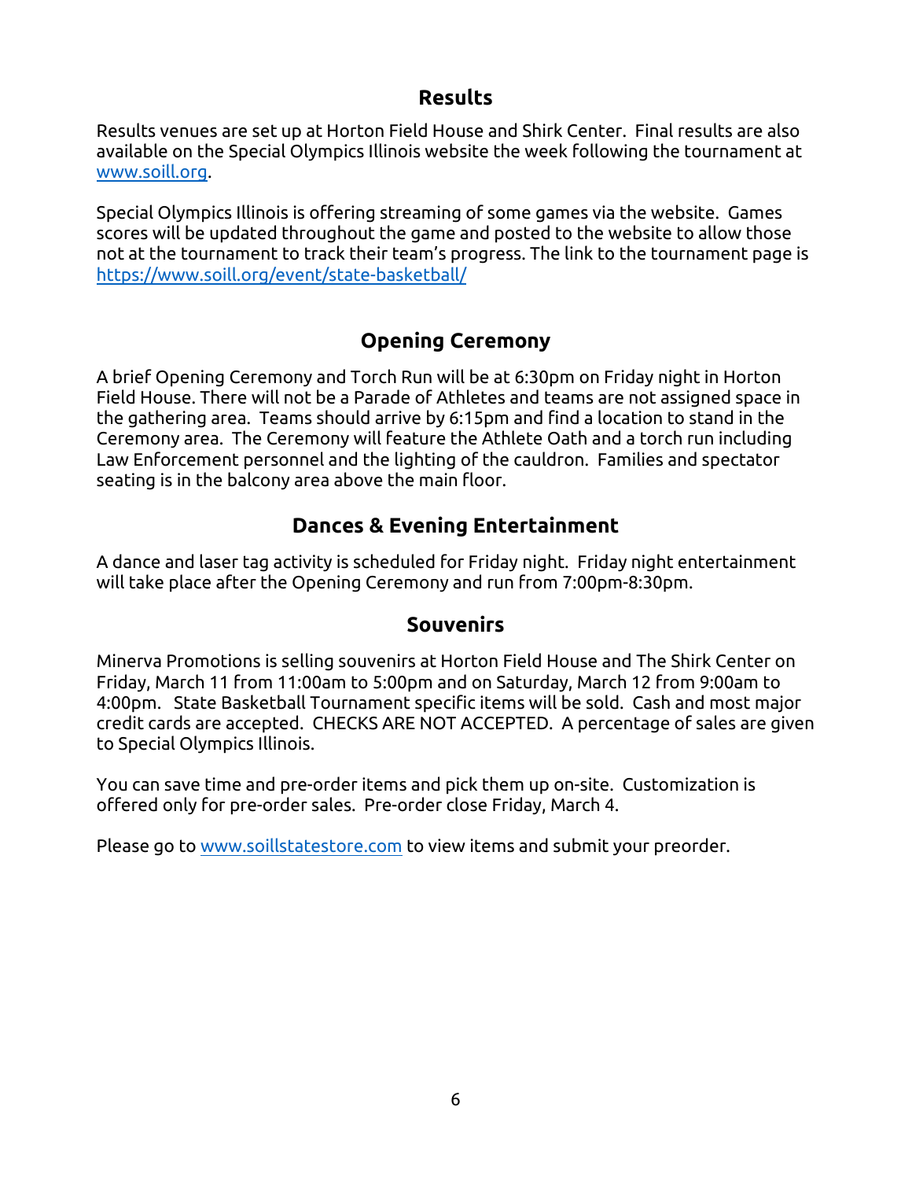## Results

Results venues are set up at Horton Field House and Shirk Center. Final results are also available on the Special Olympics Illinois website the week following the tournament at [www.soill.org](http://www.soill.org).

Special Olympics Illinois is offering streaming of some games via the website. Games scores will be updated throughout the game and posted to the website to allow those not at the tournament to track their team's progress. The link to the tournament page is [https://www.soill.org/event/state-basketball/](https://www.soill.org/event/state-basketball/)

## Opening Ceremony

A brief Opening Ceremony and Torch Run will be at 6:30pm on Friday night in Horton Field House. There will not be a Parade of Athletes and teams are not assigned space in the gathering area. Teams should arrive by 6:15pm and find a location to stand in the Ceremony area. The Ceremony will feature the Athlete Oath and a torch run including Law Enforcement personnel and the lighting of the cauldron. Families and spectator seating is in the balcony area above the main floor.

## Dances & Evening Entertainment

A dance and laser tag activity is scheduled for Friday night. Friday night entertainment will take place after the Opening Ceremony and run from 7:00pm-8:30pm.

## Souvenirs

Minerva Promotions is selling souvenirs at Horton Field House and The Shirk Center on Friday, March 11 from 11:00am to 5:00pm and on Saturday, March 12 from 9:00am to 4:00pm. State Basketball Tournament specific items will be sold. Cash and most major credit cards are accepted. CHECKS ARE NOT ACCEPTED. A percentage of sales are given to Special Olympics Illinois.

You can save time and pre-order items and pick them up on-site. Customization is offered only for pre-order sales. Pre-order close Friday, March 4.

Please go to [www.soillstatestore.com](http://www.soillstatestore.com) to view items and submit your preorder.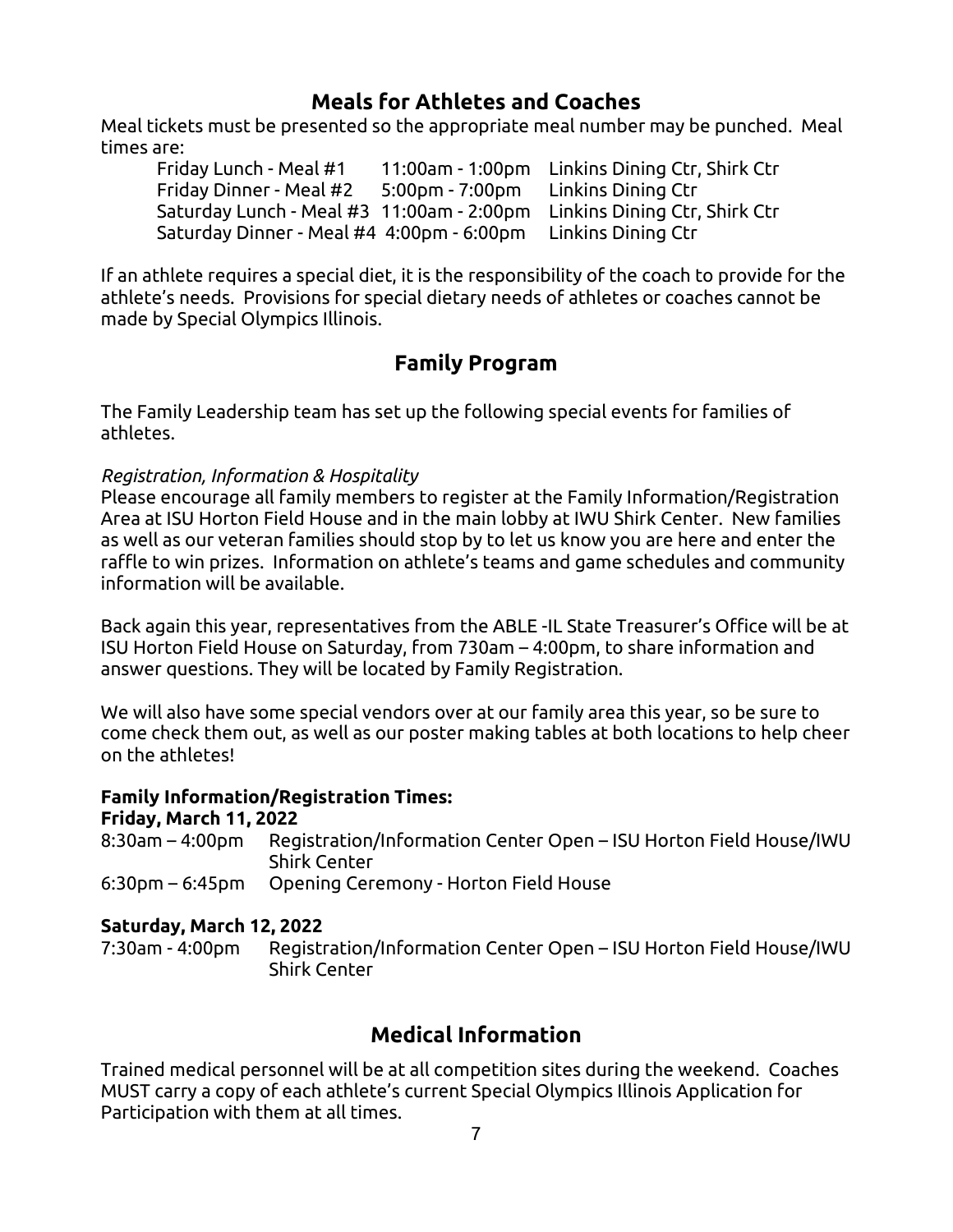## Meals for Athletes and Coaches

Meal tickets must be presented so the appropriate meal number may be punched. Meal times are:

| Meal | Time | Location |
|---|---|---|
| Friday Lunch - Meal #1 | 11:00am - 1:00pm | Linkins Dining Ctr, Shirk Ctr |
| Friday Dinner - Meal #2 | 5:00pm - 7:00pm | Linkins Dining Ctr |
| Saturday Lunch - Meal #3 | 11:00am - 2:00pm | Linkins Dining Ctr, Shirk Ctr |
| Saturday Dinner - Meal #4 | 4:00pm - 6:00pm | Linkins Dining Ctr |

If an athlete requires a special diet, it is the responsibility of the coach to provide for the athlete's needs. Provisions for special dietary needs of athletes or coaches cannot be made by Special Olympics Illinois.

## Family Program

The Family Leadership team has set up the following special events for families of athletes.

*Registration, Information & Hospitality*

Please encourage all family members to register at the Family Information/Registration Area at ISU Horton Field House and in the main lobby at IWU Shirk Center. New families as well as our veteran families should stop by to let us know you are here and enter the raffle to win prizes. Information on athlete's teams and game schedules and community information will be available.

Back again this year, representatives from the ABLE -IL State Treasurer's Office will be at ISU Horton Field House on Saturday, from 730am – 4:00pm, to share information and answer questions. They will be located by Family Registration.

We will also have some special vendors over at our family area this year, so be sure to come check them out, as well as our poster making tables at both locations to help cheer on the athletes!

**Family Information/Registration Times:**

**Friday, March 11, 2022**

8:30am – 4:00pm Registration/Information Center Open – ISU Horton Field House/IWU Shirk Center

6:30pm – 6:45pm Opening Ceremony - Horton Field House

**Saturday, March 12, 2022**

7:30am - 4:00pm Registration/Information Center Open – ISU Horton Field House/IWU Shirk Center

## Medical Information

Trained medical personnel will be at all competition sites during the weekend. Coaches MUST carry a copy of each athlete's current Special Olympics Illinois Application for Participation with them at all times.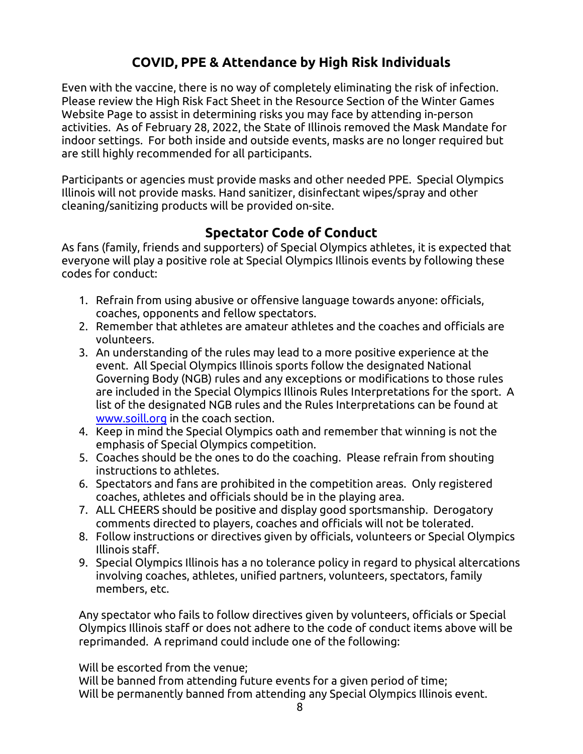## COVID, PPE & Attendance by High Risk Individuals

Even with the vaccine, there is no way of completely eliminating the risk of infection. Please review the High Risk Fact Sheet in the Resource Section of the Winter Games Website Page to assist in determining risks you may face by attending in-person activities. As of February 28, 2022, the State of Illinois removed the Mask Mandate for indoor settings. For both inside and outside events, masks are no longer required but are still highly recommended for all participants.

Participants or agencies must provide masks and other needed PPE. Special Olympics Illinois will not provide masks. Hand sanitizer, disinfectant wipes/spray and other cleaning/sanitizing products will be provided on-site.

## Spectator Code of Conduct

As fans (family, friends and supporters) of Special Olympics athletes, it is expected that everyone will play a positive role at Special Olympics Illinois events by following these codes for conduct:

1. Refrain from using abusive or offensive language towards anyone: officials, coaches, opponents and fellow spectators.
2. Remember that athletes are amateur athletes and the coaches and officials are volunteers.
3. An understanding of the rules may lead to a more positive experience at the event. All Special Olympics Illinois sports follow the designated National Governing Body (NGB) rules and any exceptions or modifications to those rules are included in the Special Olympics Illinois Rules Interpretations for the sport. A list of the designated NGB rules and the Rules Interpretations can be found at [www.soill.org](http://www.soill.org) in the coach section.
4. Keep in mind the Special Olympics oath and remember that winning is not the emphasis of Special Olympics competition.
5. Coaches should be the ones to do the coaching. Please refrain from shouting instructions to athletes.
6. Spectators and fans are prohibited in the competition areas. Only registered coaches, athletes and officials should be in the playing area.
7. ALL CHEERS should be positive and display good sportsmanship. Derogatory comments directed to players, coaches and officials will not be tolerated.
8. Follow instructions or directives given by officials, volunteers or Special Olympics Illinois staff.
9. Special Olympics Illinois has a no tolerance policy in regard to physical altercations involving coaches, athletes, unified partners, volunteers, spectators, family members, etc.

Any spectator who fails to follow directives given by volunteers, officials or Special Olympics Illinois staff or does not adhere to the code of conduct items above will be reprimanded. A reprimand could include one of the following:

Will be escorted from the venue;
Will be banned from attending future events for a given period of time;
Will be permanently banned from attending any Special Olympics Illinois event.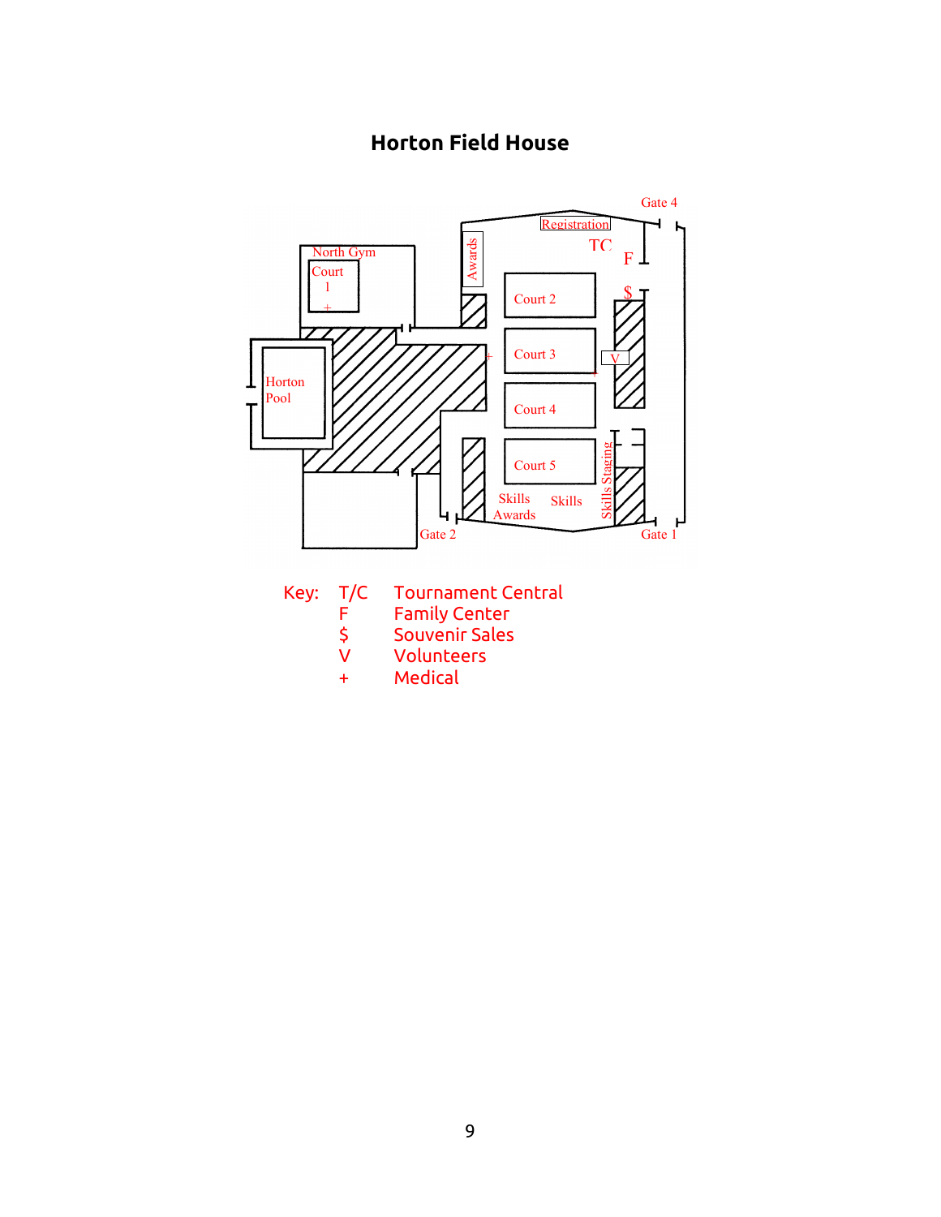# Horton Field House

Gate 4

Registration

TC

F

$

V

North Gym

Court 1

+

Awards

Court 2

Court 3

Court 4

Court 5

Horton Pool

+

Skills Staging

Skills Awards

Skills

Gate 2

Gate 1

Key:

| | |
|---|---|
| T/C | Tournament Central |
| F | Family Center |
| $ | Souvenir Sales |
| V | Volunteers |
| + | Medical |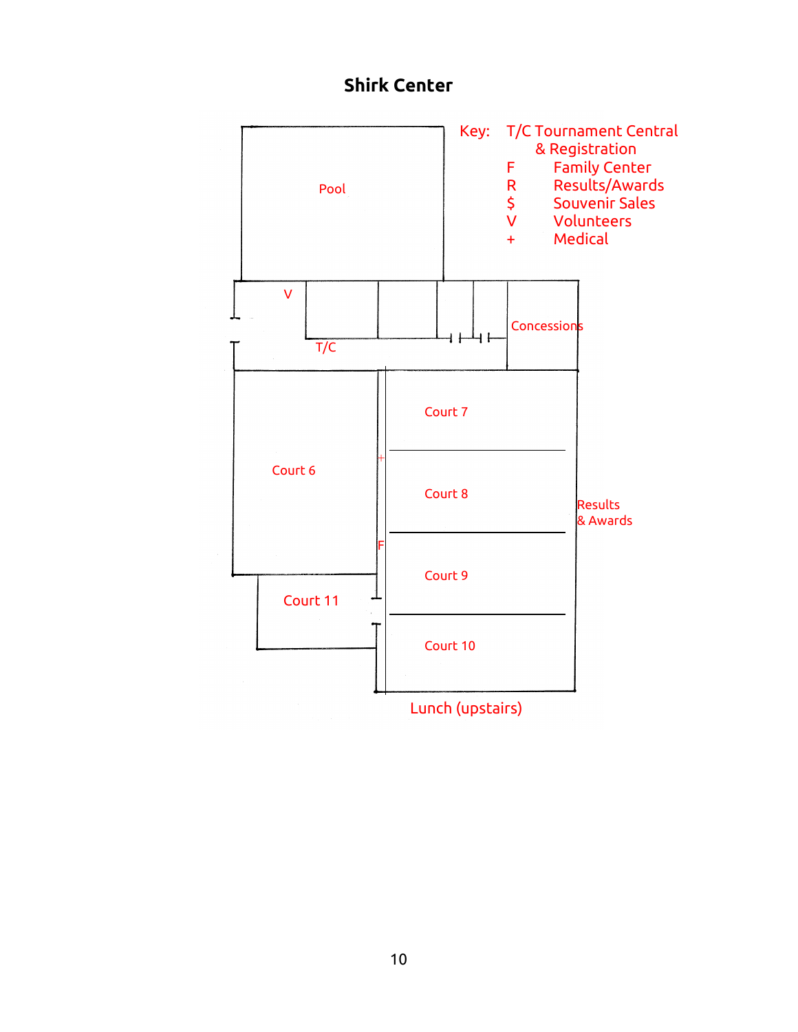# Shirk Center

Key:
- T/C Tournament Central & Registration
- F Family Center
- R Results/Awards
- $ Souvenir Sales
- V Volunteers
- \+ Medical

Pool

V

T/C

Concessions

Court 6

Court 7

Court 8

Court 9

Court 10

Court 11

\+

F

Results & Awards

Lunch (upstairs)